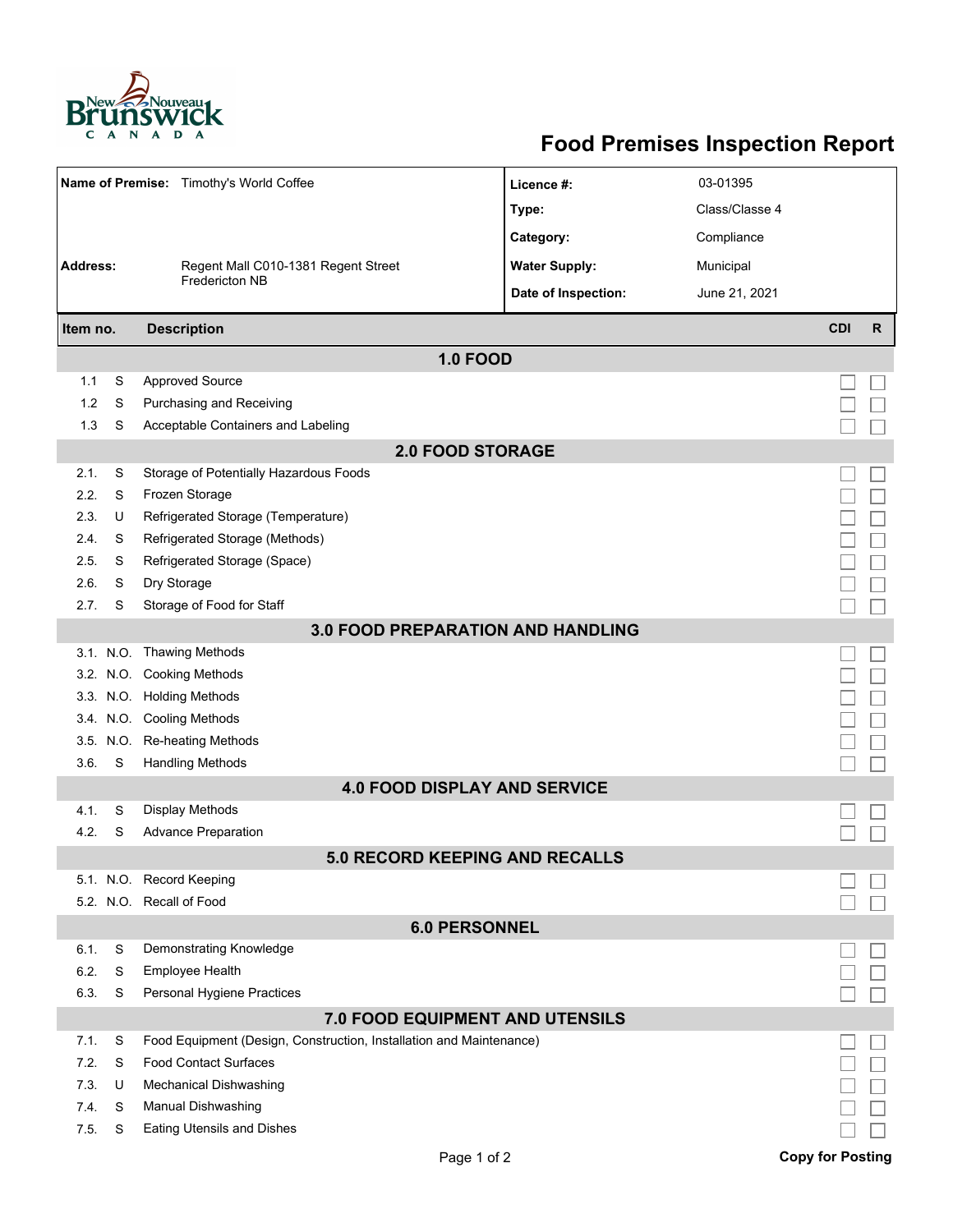# Food Premises Inspection Report

| | | | |
|---|---|---|---|
| **Name of Premise:** | Timothy's World Coffee | **Licence #:** | 03-01395 |
| | | **Type:** | Class/Classe 4 |
| | | **Category:** | Compliance |
| **Address:** | Regent Mall C010-1381 Regent Street Fredericton NB | **Water Supply:** | Municipal |
| | | **Date of Inspection:** | June 21, 2021 |

| Item no. | | Description | CDI | R |
|---|---|---|---|---|
| **1.0 FOOD** | | | | |
| 1.1 | S | Approved Source | ☐ | ☐ |
| 1.2 | S | Purchasing and Receiving | ☐ | ☐ |
| 1.3 | S | Acceptable Containers and Labeling | ☐ | ☐ |
| **2.0 FOOD STORAGE** | | | | |
| 2.1. | S | Storage of Potentially Hazardous Foods | ☐ | ☐ |
| 2.2. | S | Frozen Storage | ☐ | ☐ |
| 2.3. | U | Refrigerated Storage (Temperature) | ☐ | ☐ |
| 2.4. | S | Refrigerated Storage (Methods) | ☐ | ☐ |
| 2.5. | S | Refrigerated Storage (Space) | ☐ | ☐ |
| 2.6. | S | Dry Storage | ☐ | ☐ |
| 2.7. | S | Storage of Food for Staff | ☐ | ☐ |
| **3.0 FOOD PREPARATION AND HANDLING** | | | | |
| 3.1. | N.O. | Thawing Methods | ☐ | ☐ |
| 3.2. | N.O. | Cooking Methods | ☐ | ☐ |
| 3.3. | N.O. | Holding Methods | ☐ | ☐ |
| 3.4. | N.O. | Cooling Methods | ☐ | ☐ |
| 3.5. | N.O. | Re-heating Methods | ☐ | ☐ |
| 3.6. | S | Handling Methods | ☐ | ☐ |
| **4.0 FOOD DISPLAY AND SERVICE** | | | | |
| 4.1. | S | Display Methods | ☐ | ☐ |
| 4.2. | S | Advance Preparation | ☐ | ☐ |
| **5.0 RECORD KEEPING AND RECALLS** | | | | |
| 5.1. | N.O. | Record Keeping | ☐ | ☐ |
| 5.2. | N.O. | Recall of Food | ☐ | ☐ |
| **6.0 PERSONNEL** | | | | |
| 6.1. | S | Demonstrating Knowledge | ☐ | ☐ |
| 6.2. | S | Employee Health | ☐ | ☐ |
| 6.3. | S | Personal Hygiene Practices | ☐ | ☐ |
| **7.0 FOOD EQUIPMENT AND UTENSILS** | | | | |
| 7.1. | S | Food Equipment (Design, Construction, Installation and Maintenance) | ☐ | ☐ |
| 7.2. | S | Food Contact Surfaces | ☐ | ☐ |
| 7.3. | U | Mechanical Dishwashing | ☐ | ☐ |
| 7.4. | S | Manual Dishwashing | ☐ | ☐ |
| 7.5. | S | Eating Utensils and Dishes | ☐ | ☐ |

**Copy for Posting**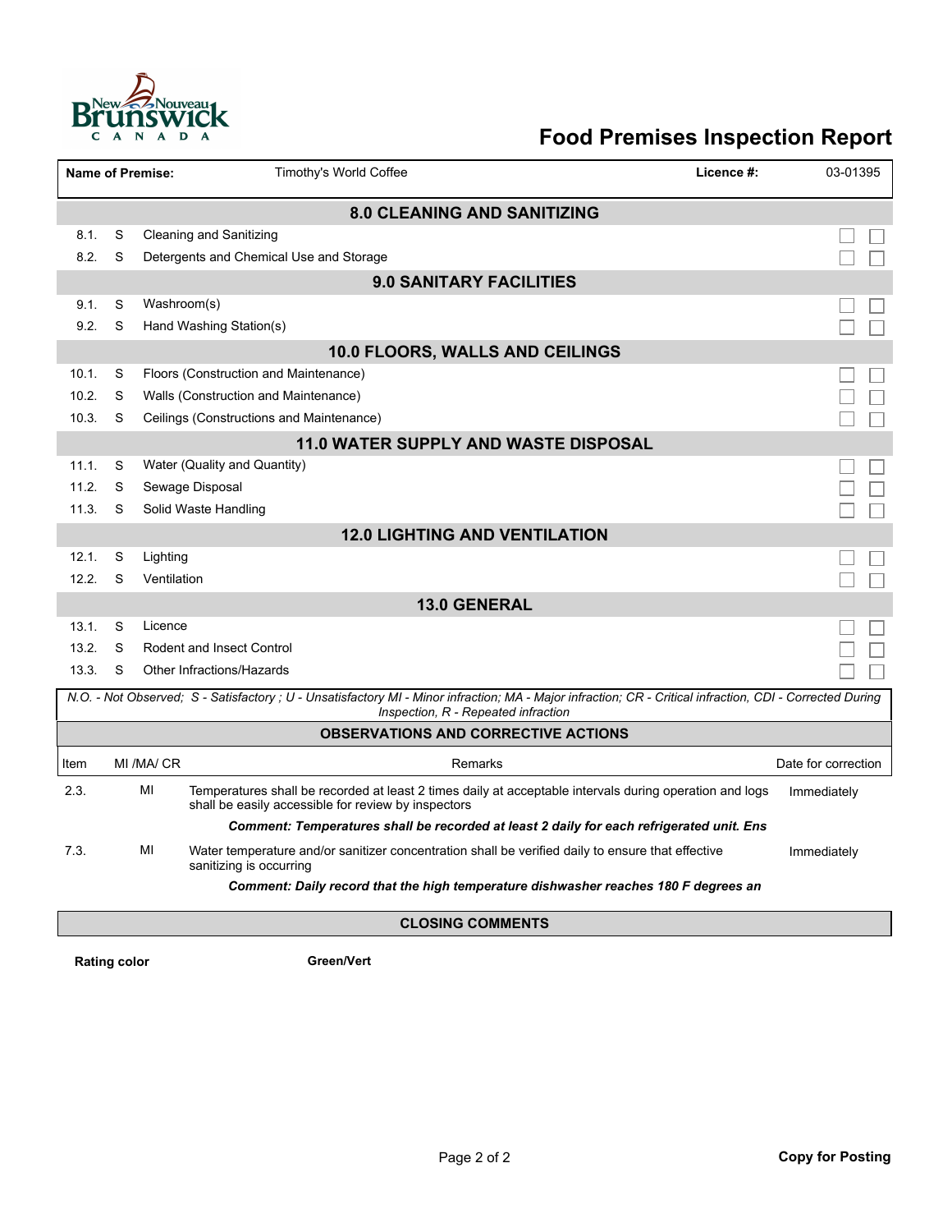# Food Premises Inspection Report

| Name of Premise: | Timothy's World Coffee | Licence #: | 03-01395 |
|---|---|---|---|

## 8.0 CLEANING AND SANITIZING

| | | | | |
|---|---|---|---|---|
| 8.1. | S | Cleaning and Sanitizing | ☐ | ☐ |
| 8.2. | S | Detergents and Chemical Use and Storage | ☐ | ☐ |

## 9.0 SANITARY FACILITIES

| | | | | |
|---|---|---|---|---|
| 9.1. | S | Washroom(s) | ☐ | ☐ |
| 9.2. | S | Hand Washing Station(s) | ☐ | ☐ |

## 10.0 FLOORS, WALLS AND CEILINGS

| | | | | |
|---|---|---|---|---|
| 10.1. | S | Floors (Construction and Maintenance) | ☐ | ☐ |
| 10.2. | S | Walls (Construction and Maintenance) | ☐ | ☐ |
| 10.3. | S | Ceilings (Constructions and Maintenance) | ☐ | ☐ |

## 11.0 WATER SUPPLY AND WASTE DISPOSAL

| | | | | |
|---|---|---|---|---|
| 11.1. | S | Water (Quality and Quantity) | ☐ | ☐ |
| 11.2. | S | Sewage Disposal | ☐ | ☐ |
| 11.3. | S | Solid Waste Handling | ☐ | ☐ |

## 12.0 LIGHTING AND VENTILATION

| | | | | |
|---|---|---|---|---|
| 12.1. | S | Lighting | ☐ | ☐ |
| 12.2. | S | Ventilation | ☐ | ☐ |

## 13.0 GENERAL

| | | | | |
|---|---|---|---|---|
| 13.1. | S | Licence | ☐ | ☐ |
| 13.2. | S | Rodent and Insect Control | ☐ | ☐ |
| 13.3. | S | Other Infractions/Hazards | ☐ | ☐ |

*N.O. - Not Observed; S - Satisfactory ; U - Unsatisfactory MI - Minor infraction; MA - Major infraction; CR - Critical infraction, CDI - Corrected During Inspection, R - Repeated infraction*

## OBSERVATIONS AND CORRECTIVE ACTIONS

| Item | MI /MA/ CR | Remarks | Date for correction |
|---|---|---|---|
| 2.3. | MI | Temperatures shall be recorded at least 2 times daily at acceptable intervals during operation and logs shall be easily accessible for review by inspectors | Immediately |
| | | ***Comment: Temperatures shall be recorded at least 2 daily for each refrigerated unit. Ens*** | |
| 7.3. | MI | Water temperature and/or sanitizer concentration shall be verified daily to ensure that effective sanitizing is occurring | Immediately |
| | | ***Comment: Daily record that the high temperature dishwasher reaches 180 F degrees an*** | |

## CLOSING COMMENTS

**Rating color** **Green/Vert**

**Copy for Posting**